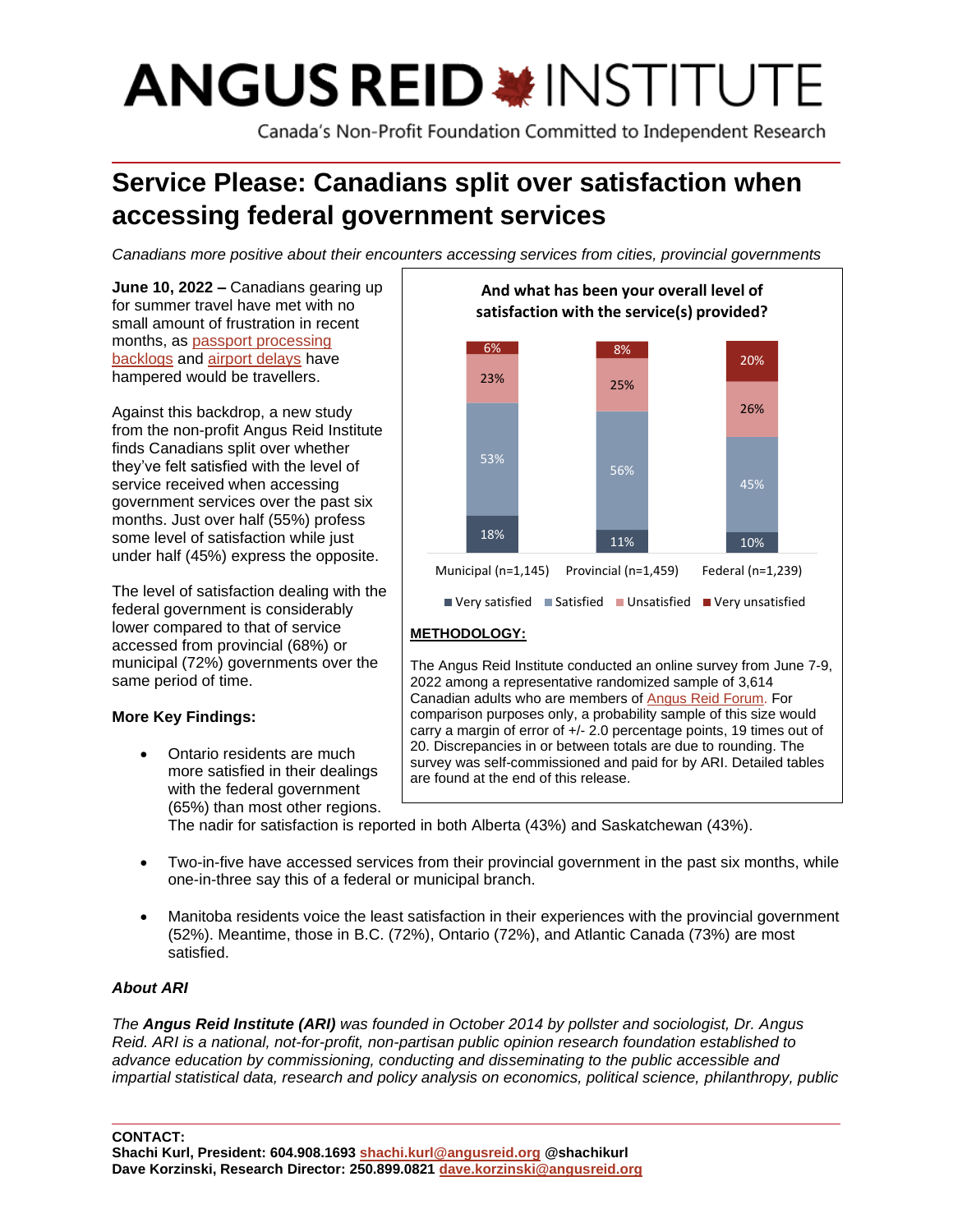# Service Please: Canadians split over satisfaction when accessing federal government services

*Canadians more positive about their encounters accessing services from cities, provincial governments*

**June 10, 2022 –** Canadians gearing up for summer travel have met with no small amount of frustration in recent months, as passport processing backlogs and airport delays have hampered would be travellers.

Against this backdrop, a new study from the non-profit Angus Reid Institute finds Canadians split over whether they've felt satisfied with the level of service received when accessing government services over the past six months. Just over half (55%) profess some level of satisfaction while just under half (45%) express the opposite.

The level of satisfaction dealing with the federal government is considerably lower compared to that of service accessed from provincial (68%) or municipal (72%) governments over the same period of time.

**And what has been your overall level of satisfaction with the service(s) provided?**

| | Municipal (n=1,145) | Provincial (n=1,459) | Federal (n=1,239) |
|---|---|---|---|
| Very satisfied | 18% | 11% | 10% |
| Satisfied | 53% | 56% | 45% |
| Unsatisfied | 23% | 25% | 26% |
| Very unsatisfied | 6% | 8% | 20% |

**METHODOLOGY:**

The Angus Reid Institute conducted an online survey from June 7-9, 2022 among a representative randomized sample of 3,614 Canadian adults who are members of Angus Reid Forum. For comparison purposes only, a probability sample of this size would carry a margin of error of +/- 2.0 percentage points, 19 times out of 20. Discrepancies in or between totals are due to rounding. The survey was self-commissioned and paid for by ARI. Detailed tables are found at the end of this release.

**More Key Findings:**

- Ontario residents are much more satisfied in their dealings with the federal government (65%) than most other regions. The nadir for satisfaction is reported in both Alberta (43%) and Saskatchewan (43%).
- Two-in-five have accessed services from their provincial government in the past six months, while one-in-three say this of a federal or municipal branch.
- Manitoba residents voice the least satisfaction in their experiences with the provincial government (52%). Meantime, those in B.C. (72%), Ontario (72%), and Atlantic Canada (73%) are most satisfied.

***About ARI***

*The **Angus Reid Institute (ARI)** was founded in October 2014 by pollster and sociologist, Dr. Angus Reid. ARI is a national, not-for-profit, non-partisan public opinion research foundation established to advance education by commissioning, conducting and disseminating to the public accessible and impartial statistical data, research and policy analysis on economics, political science, philanthropy, public*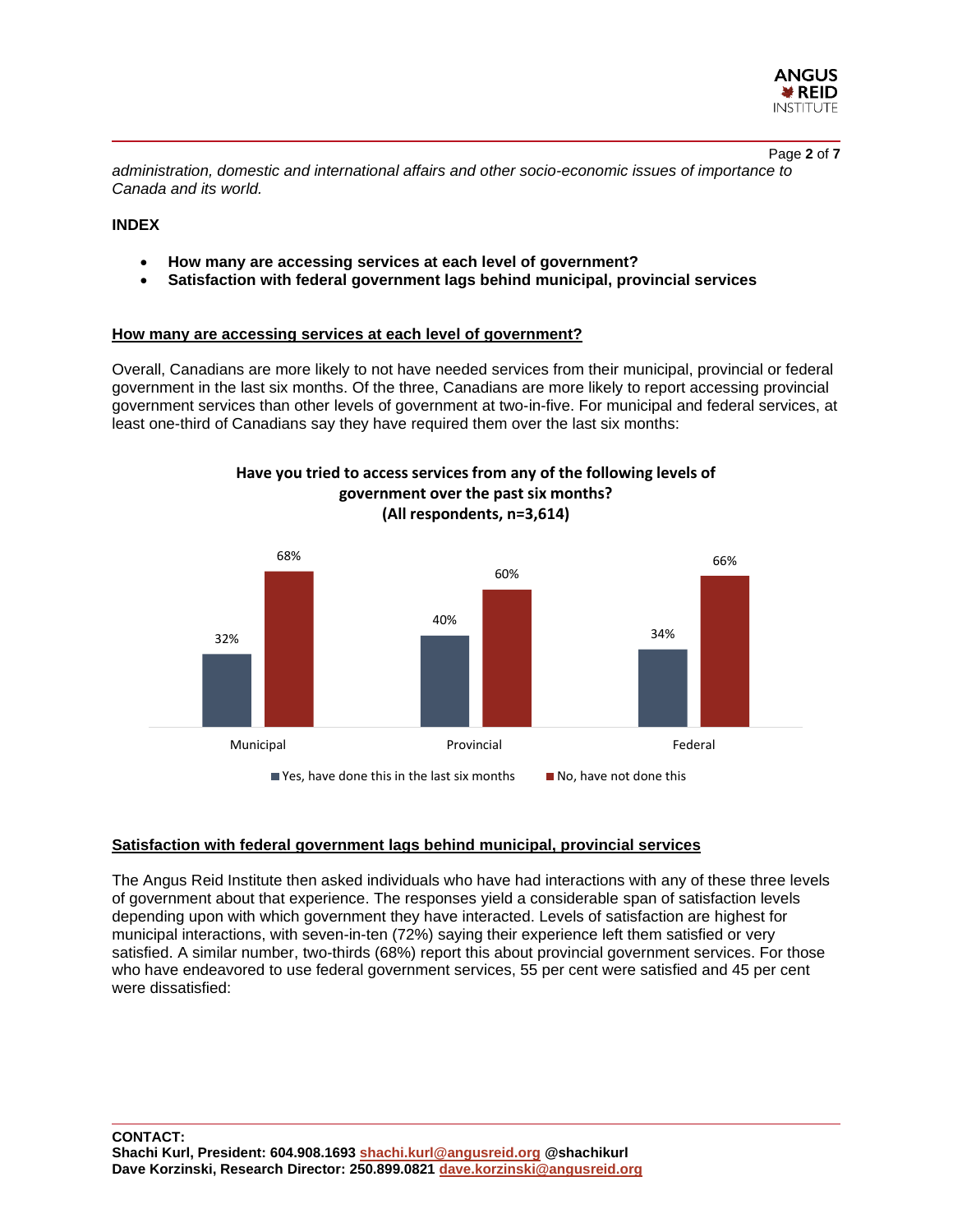*administration, domestic and international affairs and other socio-economic issues of importance to Canada and its world.*

**INDEX**

- **How many are accessing services at each level of government?**
- **Satisfaction with federal government lags behind municipal, provincial services**

## How many are accessing services at each level of government?

Overall, Canadians are more likely to not have needed services from their municipal, provincial or federal government in the last six months. Of the three, Canadians are more likely to report accessing provincial government services than other levels of government at two-in-five. For municipal and federal services, at least one-third of Canadians say they have required them over the last six months:

**Have you tried to access services from any of the following levels of government over the past six months? (All respondents, n=3,614)**

| | Yes, have done this in the last six months | No, have not done this |
|---|---|---|
| Municipal | 32% | 68% |
| Provincial | 40% | 60% |
| Federal | 34% | 66% |

## Satisfaction with federal government lags behind municipal, provincial services

The Angus Reid Institute then asked individuals who have had interactions with any of these three levels of government about that experience. The responses yield a considerable span of satisfaction levels depending upon with which government they have interacted. Levels of satisfaction are highest for municipal interactions, with seven-in-ten (72%) saying their experience left them satisfied or very satisfied. A similar number, two-thirds (68%) report this about provincial government services. For those who have endeavored to use federal government services, 55 per cent were satisfied and 45 per cent were dissatisfied:

**CONTACT:**
**Shachi Kurl, President: 604.908.1693 shachi.kurl@angusreid.org @shachikurl**
**Dave Korzinski, Research Director: 250.899.0821 dave.korzinski@angusreid.org**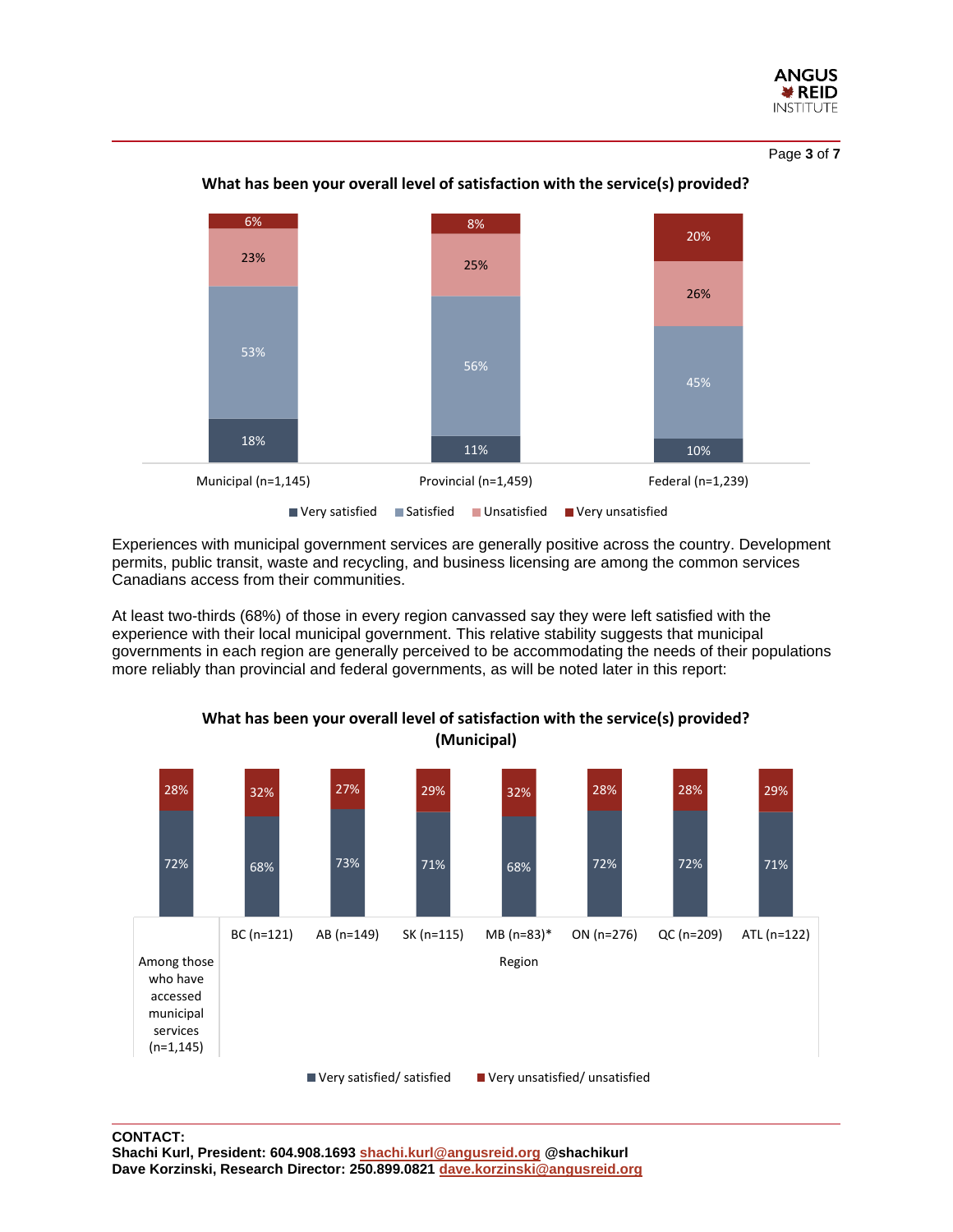**What has been your overall level of satisfaction with the service(s) provided?**

| | Municipal (n=1,145) | Provincial (n=1,459) | Federal (n=1,239) |
|---|---|---|---|
| Very satisfied | 18% | 11% | 10% |
| Satisfied | 53% | 56% | 45% |
| Unsatisfied | 23% | 25% | 26% |
| Very unsatisfied | 6% | 8% | 20% |

Experiences with municipal government services are generally positive across the country. Development permits, public transit, waste and recycling, and business licensing are among the common services Canadians access from their communities.

At least two-thirds (68%) of those in every region canvassed say they were left satisfied with the experience with their local municipal government. This relative stability suggests that municipal governments in each region are generally perceived to be accommodating the needs of their populations more reliably than provincial and federal governments, as will be noted later in this report:

**What has been your overall level of satisfaction with the service(s) provided? (Municipal)**

| | Among those who have accessed municipal services (n=1,145) | BC (n=121) | AB (n=149) | SK (n=115) | MB (n=83)* | ON (n=276) | QC (n=209) | ATL (n=122) |
|---|---|---|---|---|---|---|---|---|
| Very satisfied/ satisfied | 72% | 68% | 73% | 71% | 68% | 72% | 72% | 71% |
| Very unsatisfied/ unsatisfied | 28% | 32% | 27% | 29% | 32% | 28% | 28% | 29% |

**CONTACT:**
**Shachi Kurl, President: 604.908.1693 shachi.kurl@angusreid.org @shachikurl**
**Dave Korzinski, Research Director: 250.899.0821 dave.korzinski@angusreid.org**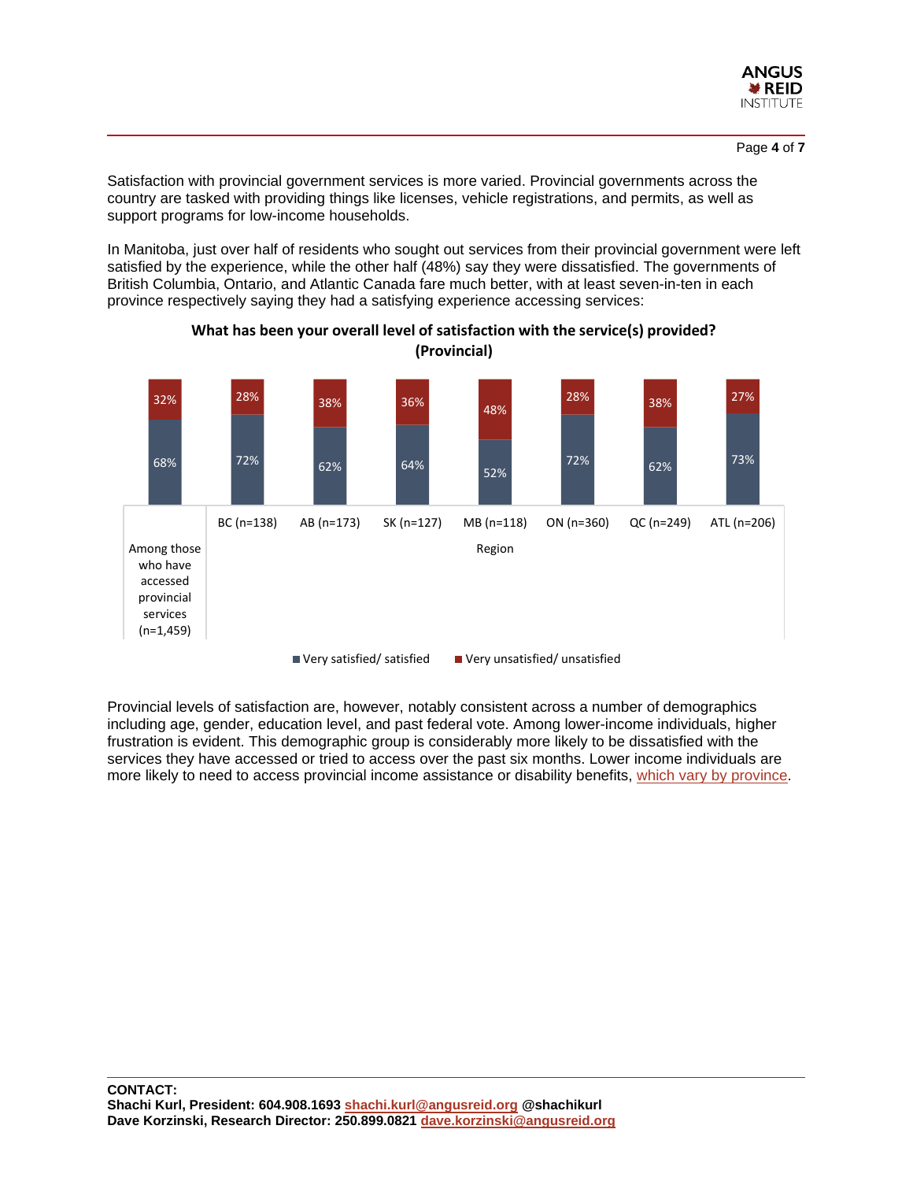Satisfaction with provincial government services is more varied. Provincial governments across the country are tasked with providing things like licenses, vehicle registrations, and permits, as well as support programs for low-income households.

In Manitoba, just over half of residents who sought out services from their provincial government were left satisfied by the experience, while the other half (48%) say they were dissatisfied. The governments of British Columbia, Ontario, and Atlantic Canada fare much better, with at least seven-in-ten in each province respectively saying they had a satisfying experience accessing services:

**What has been your overall level of satisfaction with the service(s) provided? (Provincial)**

| | Among those who have accessed provincial services (n=1,459) | BC (n=138) | AB (n=173) | SK (n=127) | MB (n=118) | ON (n=360) | QC (n=249) | ATL (n=206) |
|---|---|---|---|---|---|---|---|---|
| Very satisfied/ satisfied | 68% | 72% | 62% | 64% | 52% | 72% | 62% | 73% |
| Very unsatisfied/ unsatisfied | 32% | 28% | 38% | 36% | 48% | 28% | 38% | 27% |

Provincial levels of satisfaction are, however, notably consistent across a number of demographics including age, gender, education level, and past federal vote. Among lower-income individuals, higher frustration is evident. This demographic group is considerably more likely to be dissatisfied with the services they have accessed or tried to access over the past six months. Lower income individuals are more likely to need to access provincial income assistance or disability benefits, which vary by province.

**CONTACT:**
**Shachi Kurl, President: 604.908.1693 shachi.kurl@angusreid.org @shachikurl**
**Dave Korzinski, Research Director: 250.899.0821 dave.korzinski@angusreid.org**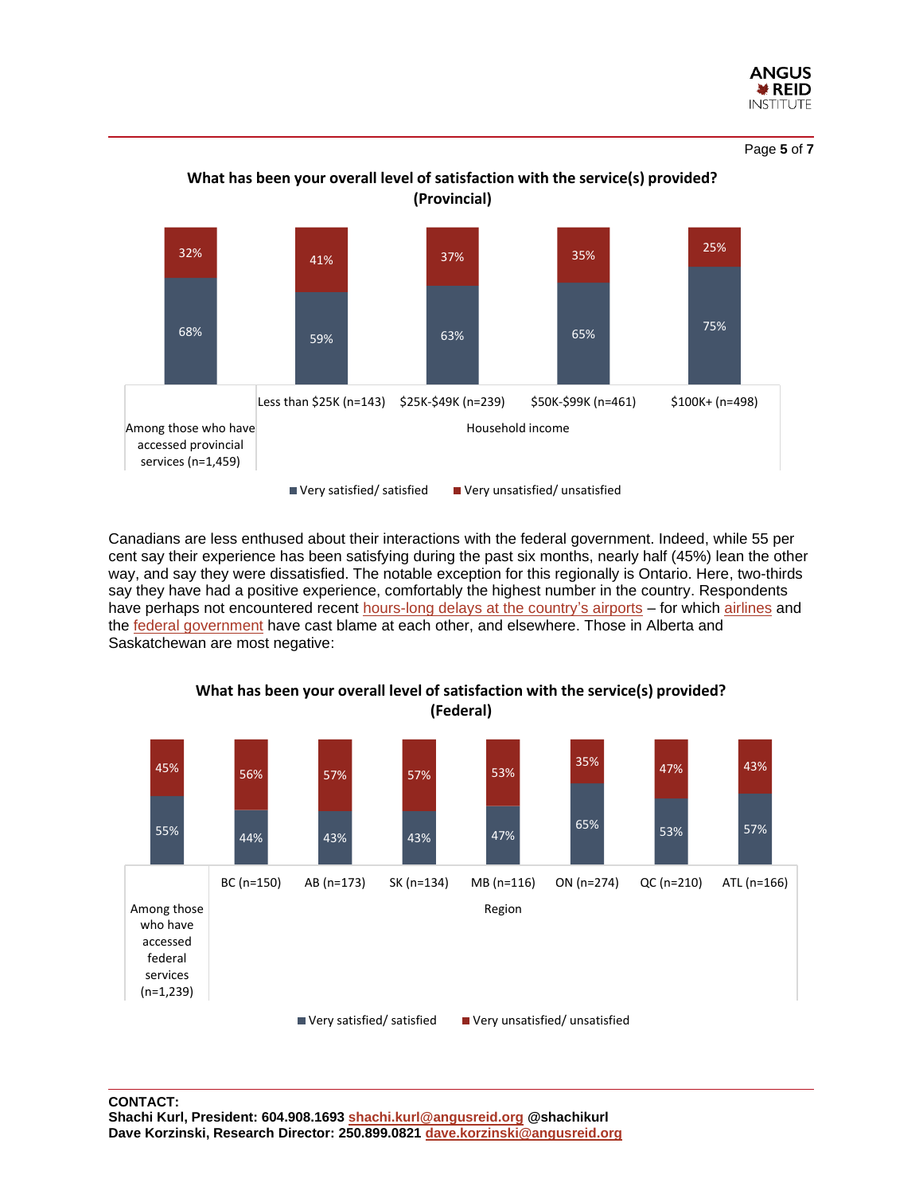**What has been your overall level of satisfaction with the service(s) provided? (Provincial)**

| | Among those who have accessed provincial services (n=1,459) | Less than $25K (n=143) | $25K-$49K (n=239) | $50K-$99K (n=461) | $100K+ (n=498) |
|---|---|---|---|---|---|
| Very satisfied/ satisfied | 68% | 59% | 63% | 65% | 75% |
| Very unsatisfied/ unsatisfied | 32% | 41% | 37% | 35% | 25% |

Canadians are less enthused about their interactions with the federal government. Indeed, while 55 per cent say their experience has been satisfying during the past six months, nearly half (45%) lean the other way, and say they were dissatisfied. The notable exception for this regionally is Ontario. Here, two-thirds say they have had a positive experience, comfortably the highest number in the country. Respondents have perhaps not encountered recent hours-long delays at the country's airports – for which airlines and the federal government have cast blame at each other, and elsewhere. Those in Alberta and Saskatchewan are most negative:

**What has been your overall level of satisfaction with the service(s) provided? (Federal)**

| | Among those who have accessed federal services (n=1,239) | BC (n=150) | AB (n=173) | SK (n=134) | MB (n=116) | ON (n=274) | QC (n=210) | ATL (n=166) |
|---|---|---|---|---|---|---|---|---|
| Very satisfied/ satisfied | 55% | 44% | 43% | 43% | 47% | 65% | 53% | 57% |
| Very unsatisfied/ unsatisfied | 45% | 56% | 57% | 57% | 53% | 35% | 47% | 43% |

**CONTACT:**
**Shachi Kurl, President: 604.908.1693 shachi.kurl@angusreid.org @shachikurl**
**Dave Korzinski, Research Director: 250.899.0821 dave.korzinski@angusreid.org**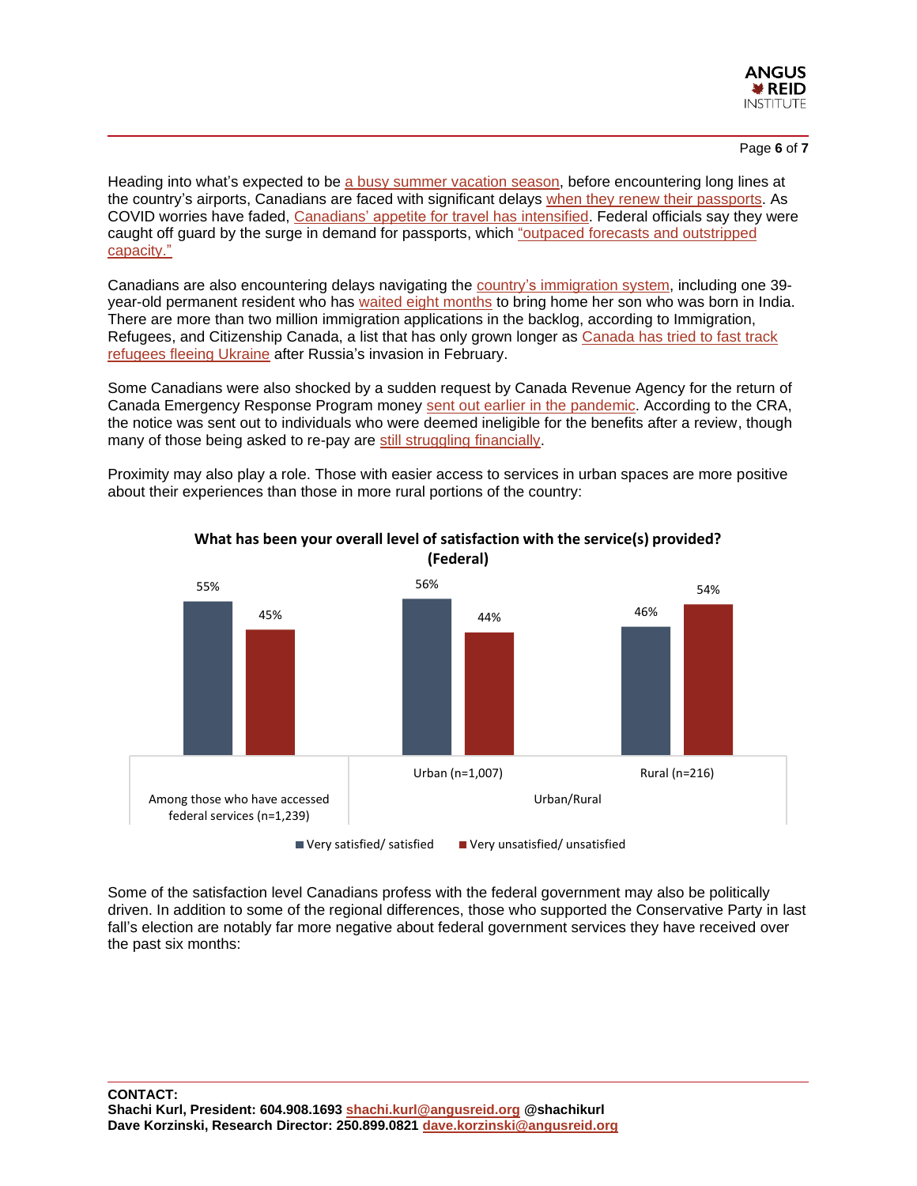Heading into what's expected to be a busy summer vacation season, before encountering long lines at the country's airports, Canadians are faced with significant delays when they renew their passports. As COVID worries have faded, Canadians' appetite for travel has intensified. Federal officials say they were caught off guard by the surge in demand for passports, which "outpaced forecasts and outstripped capacity."

Canadians are also encountering delays navigating the country's immigration system, including one 39-year-old permanent resident who has waited eight months to bring home her son who was born in India. There are more than two million immigration applications in the backlog, according to Immigration, Refugees, and Citizenship Canada, a list that has only grown longer as Canada has tried to fast track refugees fleeing Ukraine after Russia's invasion in February.

Some Canadians were also shocked by a sudden request by Canada Revenue Agency for the return of Canada Emergency Response Program money sent out earlier in the pandemic. According to the CRA, the notice was sent out to individuals who were deemed ineligible for the benefits after a review, though many of those being asked to re-pay are still struggling financially.

Proximity may also play a role. Those with easier access to services in urban spaces are more positive about their experiences than those in more rural portions of the country:

**What has been your overall level of satisfaction with the service(s) provided? (Federal)**

| | Among those who have accessed federal services (n=1,239) | Urban/Rural: Urban (n=1,007) | Urban/Rural: Rural (n=216) |
|---|---|---|---|
| Very satisfied/ satisfied | 55% | 56% | 46% |
| Very unsatisfied/ unsatisfied | 45% | 44% | 54% |

Some of the satisfaction level Canadians profess with the federal government may also be politically driven. In addition to some of the regional differences, those who supported the Conservative Party in last fall's election are notably far more negative about federal government services they have received over the past six months:

**CONTACT:**
**Shachi Kurl, President: 604.908.1693 shachi.kurl@angusreid.org @shachikurl**
**Dave Korzinski, Research Director: 250.899.0821 dave.korzinski@angusreid.org**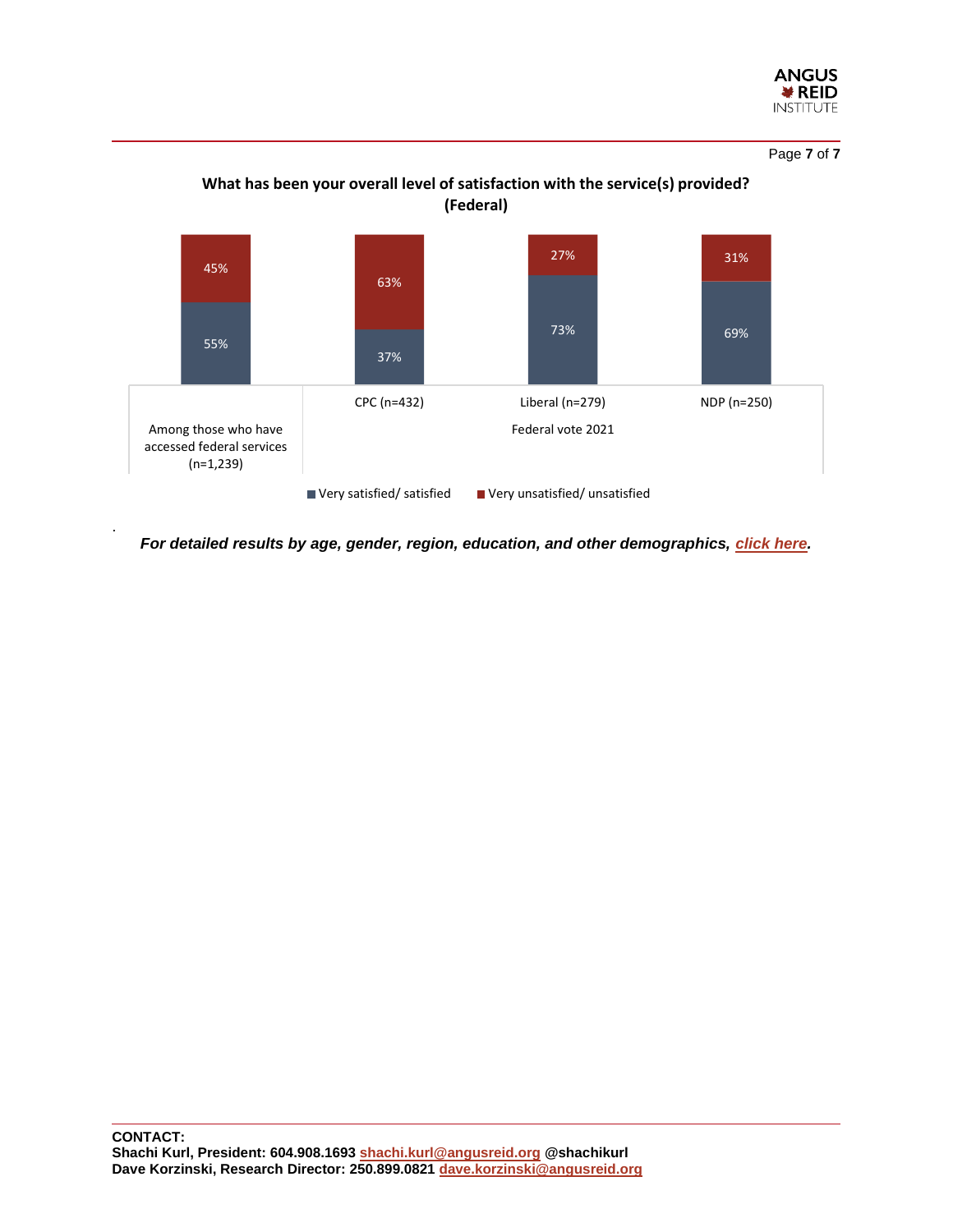**What has been your overall level of satisfaction with the service(s) provided? (Federal)**

45%
55%
Among those who have accessed federal services (n=1,239)

63%
37%
CPC (n=432)

27%
73%
Liberal (n=279)

31%
69%
NDP (n=250)

Federal vote 2021

Very satisfied/ satisfied
Very unsatisfied/ unsatisfied

***For detailed results by age, gender, region, education, and other demographics, [click here](#).***

**CONTACT:**
**Shachi Kurl, President: 604.908.1693 shachi.kurl@angusreid.org @shachikurl**
**Dave Korzinski, Research Director: 250.899.0821 dave.korzinski@angusreid.org**